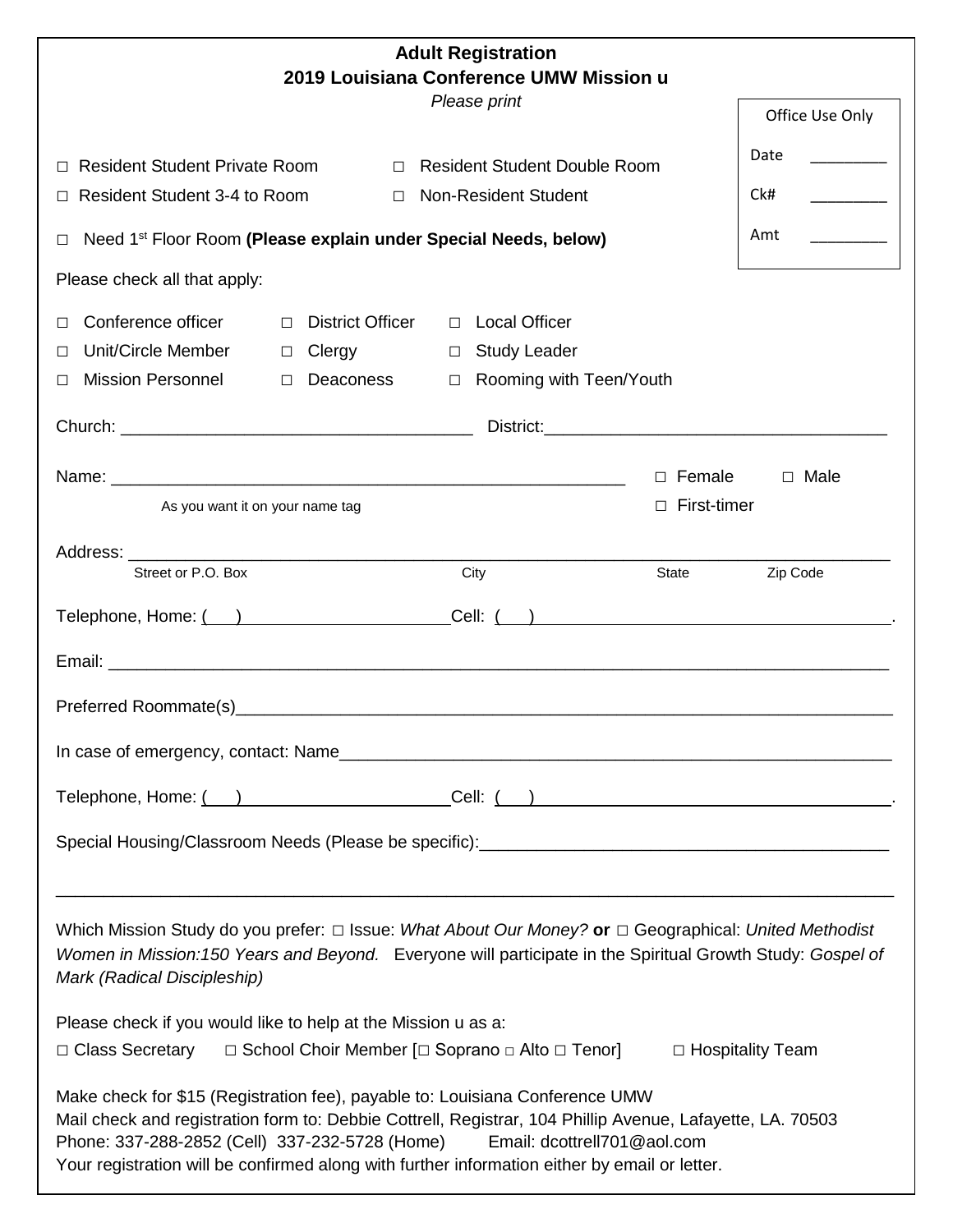**Adult Registration**
**2019 Louisiana Conference UMW Mission u**
*Please print*

| Office Use Only | |
|---|---|
| Date | _________ |
| Ck# | _________ |
| Amt | _________ |

□ Resident Student Private Room □ Resident Student Double Room

□ Resident Student 3-4 to Room □ Non-Resident Student

□ Need 1st Floor Room **(Please explain under Special Needs, below)**

Please check all that apply:

□ Conference officer □ District Officer □ Local Officer

□ Unit/Circle Member □ Clergy □ Study Leader

□ Mission Personnel □ Deaconess □ Rooming with Teen/Youth

Church: ___________________________________ District:___________________________________

Name: _____________________________________________________ □ Female □ Male

As you want it on your name tag □ First-timer

Address: ___________________________________________________________________________

Street or P.O. Box City State Zip Code

Telephone, Home: ( ) ______________________ Cell: ( ) ______________________________________.

Email: _____________________________________________________________________________

Preferred Roommate(s)_______________________________________________________________

In case of emergency, contact: Name____________________________________________________

Telephone, Home: ( ) ______________________ Cell: ( ) ______________________________________.

Special Housing/Classroom Needs (Please be specific):_________________________________________

_____________________________________________________________________________________

Which Mission Study do you prefer: □ Issue: *What About Our Money?* **or** □ Geographical: *United Methodist Women in Mission:150 Years and Beyond.* Everyone will participate in the Spiritual Growth Study: *Gospel of Mark (Radical Discipleship)*

Please check if you would like to help at the Mission u as a:

□ Class Secretary □ School Choir Member [□ Soprano □ Alto □ Tenor] □ Hospitality Team

Make check for $15 (Registration fee), payable to: Louisiana Conference UMW
Mail check and registration form to: Debbie Cottrell, Registrar, 104 Phillip Avenue, Lafayette, LA. 70503
Phone: 337-288-2852 (Cell) 337-232-5728 (Home) Email: dcottrell701@aol.com
Your registration will be confirmed along with further information either by email or letter.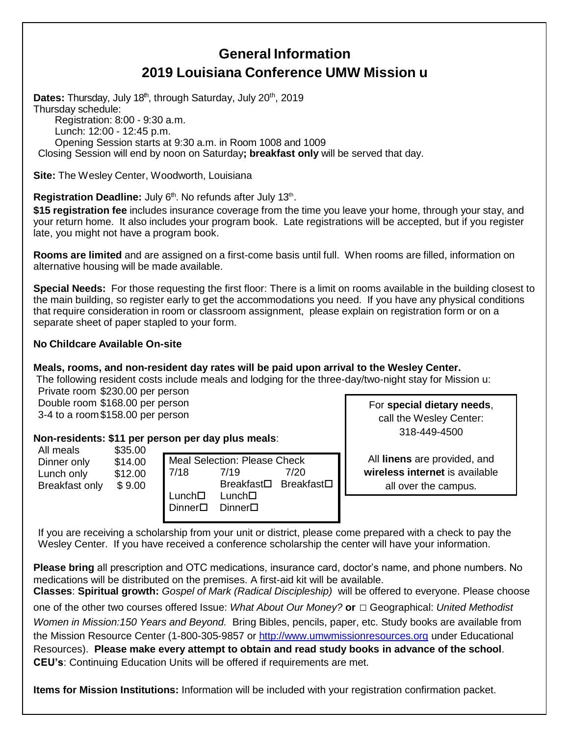# General Information

# 2019 Louisiana Conference UMW Mission u

**Dates:** Thursday, July 18th, through Saturday, July 20th, 2019

Thursday schedule:

Registration: 8:00 - 9:30 a.m.

Lunch: 12:00 - 12:45 p.m.

Opening Session starts at 9:30 a.m. in Room 1008 and 1009

Closing Session will end by noon on Saturday**; breakfast only** will be served that day.

**Site:** The Wesley Center, Woodworth, Louisiana

**Registration Deadline:** July 6th. No refunds after July 13th.

**$15 registration fee** includes insurance coverage from the time you leave your home, through your stay, and your return home. It also includes your program book. Late registrations will be accepted, but if you register late, you might not have a program book.

**Rooms are limited** and are assigned on a first-come basis until full. When rooms are filled, information on alternative housing will be made available.

**Special Needs:** For those requesting the first floor: There is a limit on rooms available in the building closest to the main building, so register early to get the accommodations you need. If you have any physical conditions that require consideration in room or classroom assignment, please explain on registration form or on a separate sheet of paper stapled to your form.

**No Childcare Available On-site**

**Meals, rooms, and non-resident day rates will be paid upon arrival to the Wesley Center.**

The following resident costs include meals and lodging for the three-day/two-night stay for Mission u:

| | |
|---|---|
| Private room | $230.00 per person |
| Double room | $168.00 per person |
| 3-4 to a room | $158.00 per person |

**Non-residents: $11 per person per day plus meals**:

| | |
|---|---|
| All meals | $35.00 |
| Dinner only | $14.00 |
| Lunch only | $12.00 |
| Breakfast only | $ 9.00 |

Meal Selection: Please Check

| 7/18 | 7/19 | 7/20 |
|---|---|---|
| | Breakfast☐ | Breakfast☐ |
| Lunch☐ | Lunch☐ | |
| Dinner☐ | Dinner☐ | |

For **special dietary needs**, call the Wesley Center: 318-449-4500

All **linens** are provided, and **wireless internet** is available all over the campus.

If you are receiving a scholarship from your unit or district, please come prepared with a check to pay the Wesley Center. If you have received a conference scholarship the center will have your information.

**Please bring** all prescription and OTC medications, insurance card, doctor's name, and phone numbers. No medications will be distributed on the premises. A first-aid kit will be available.

**Classes**: **Spiritual growth:** *Gospel of Mark (Radical Discipleship)* will be offered to everyone. Please choose one of the other two courses offered Issue: *What About Our Money?* **or** □ Geographical: *United Methodist Women in Mission:150 Years and Beyond.* Bring Bibles, pencils, paper, etc. Study books are available from the Mission Resource Center (1-800-305-9857 or http://www.umwmissionresources.org under Educational Resources). **Please make every attempt to obtain and read study books in advance of the school**.

**CEU's**: Continuing Education Units will be offered if requirements are met.

**Items for Mission Institutions:** Information will be included with your registration confirmation packet.